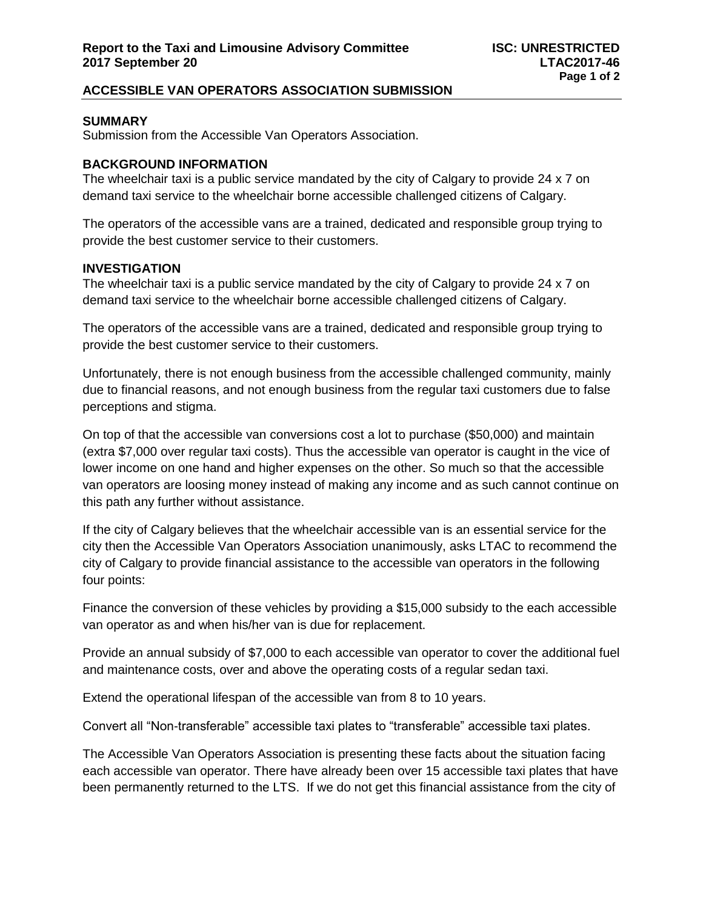## ACCESSIBLE VAN OPERATORS ASSOCIATION SUBMISSION

### SUMMARY

Submission from the Accessible Van Operators Association.

### BACKGROUND INFORMATION

The wheelchair taxi is a public service mandated by the city of Calgary to provide 24 x 7 on demand taxi service to the wheelchair borne accessible challenged citizens of Calgary.

The operators of the accessible vans are a trained, dedicated and responsible group trying to provide the best customer service to their customers.

### INVESTIGATION

The wheelchair taxi is a public service mandated by the city of Calgary to provide 24 x 7 on demand taxi service to the wheelchair borne accessible challenged citizens of Calgary.

The operators of the accessible vans are a trained, dedicated and responsible group trying to provide the best customer service to their customers.

Unfortunately, there is not enough business from the accessible challenged community, mainly due to financial reasons, and not enough business from the regular taxi customers due to false perceptions and stigma.

On top of that the accessible van conversions cost a lot to purchase ($50,000) and maintain (extra $7,000 over regular taxi costs). Thus the accessible van operator is caught in the vice of lower income on one hand and higher expenses on the other. So much so that the accessible van operators are loosing money instead of making any income and as such cannot continue on this path any further without assistance.

If the city of Calgary believes that the wheelchair accessible van is an essential service for the city then the Accessible Van Operators Association unanimously, asks LTAC to recommend the city of Calgary to provide financial assistance to the accessible van operators in the following four points:

Finance the conversion of these vehicles by providing a $15,000 subsidy to the each accessible van operator as and when his/her van is due for replacement.

Provide an annual subsidy of $7,000 to each accessible van operator to cover the additional fuel and maintenance costs, over and above the operating costs of a regular sedan taxi.

Extend the operational lifespan of the accessible van from 8 to 10 years.

Convert all "Non-transferable" accessible taxi plates to "transferable" accessible taxi plates.

The Accessible Van Operators Association is presenting these facts about the situation facing each accessible van operator. There have already been over 15 accessible taxi plates that have been permanently returned to the LTS. If we do not get this financial assistance from the city of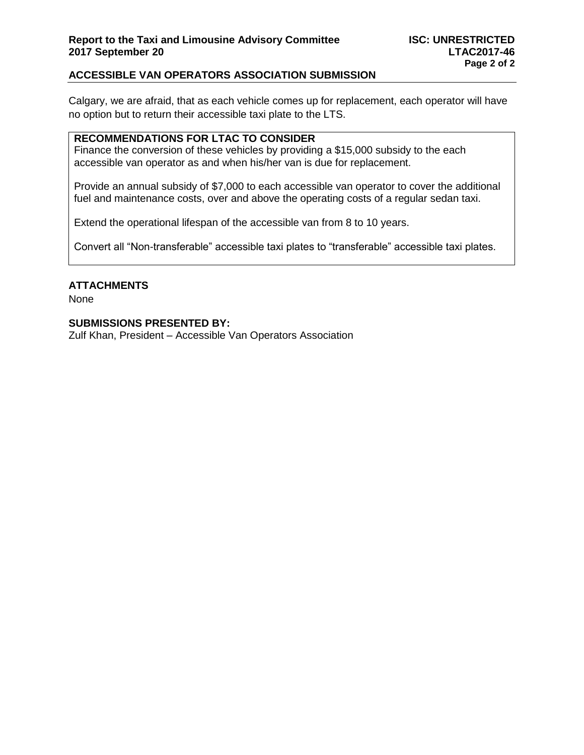## ACCESSIBLE VAN OPERATORS ASSOCIATION SUBMISSION

Calgary, we are afraid, that as each vehicle comes up for replacement, each operator will have no option but to return their accessible taxi plate to the LTS.

**RECOMMENDATIONS FOR LTAC TO CONSIDER**

Finance the conversion of these vehicles by providing a $15,000 subsidy to the each accessible van operator as and when his/her van is due for replacement.

Provide an annual subsidy of $7,000 to each accessible van operator to cover the additional fuel and maintenance costs, over and above the operating costs of a regular sedan taxi.

Extend the operational lifespan of the accessible van from 8 to 10 years.

Convert all "Non-transferable" accessible taxi plates to "transferable" accessible taxi plates.

## ATTACHMENTS

None

## SUBMISSIONS PRESENTED BY:

Zulf Khan, President – Accessible Van Operators Association